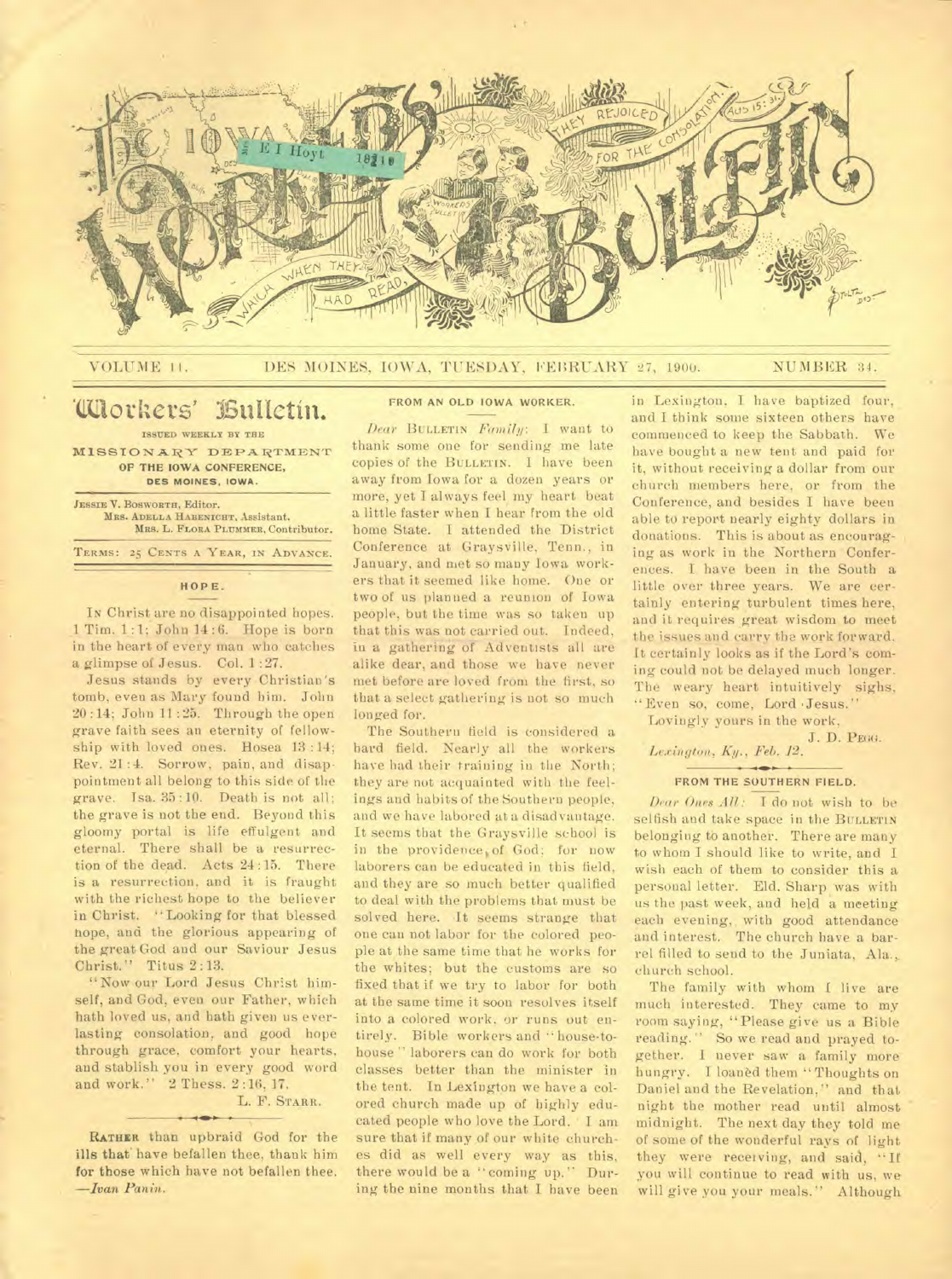# The Iowa Workers' Bulletin

VOLUME 11. DES MOINES, IOWA, TUESDAY, FEBRUARY 27, 1900. NUMBER 34.

## Workers' Bulletin.

ISSUED WEEKLY BY THE
MISSIONARY DEPARTMENT
OF THE IOWA CONFERENCE,
DES MOINES, IOWA.

JESSIE V. BOSWORTH, Editor.
MRS. ADELLA HABENICHT, Assistant.
MRS. L. FLORA PLUMMER, Contributor.

TERMS: 25 CENTS A YEAR, IN ADVANCE.

### HOPE.

IN Christ are no disappointed hopes. 1 Tim. 1:1; John 14:6. Hope is born in the heart of every man who catches a glimpse of Jesus. Col. 1:27.

Jesus stands by every Christian's tomb, even as Mary found him. John 20:14; John 11:25. Through the open grave faith sees an eternity of fellowship with loved ones. Hosea 13:14; Rev. 21:4. Sorrow, pain, and disappointment all belong to this side of the grave. Isa. 35:10. Death is not all; the grave is not the end. Beyond this gloomy portal is life effulgent and eternal. There shall be a resurrection of the dead. Acts 24:15. There is a resurrection, and it is fraught with the richest hope to the believer in Christ. "Looking for that blessed hope, and the glorious appearing of the great God and our Saviour Jesus Christ." Titus 2:13.

"Now our Lord Jesus Christ himself, and God, even our Father, which hath loved us, and hath given us everlasting consolation, and good hope through grace, comfort your hearts, and stablish you in every good word and work." 2 Thess. 2:16, 17.

L. F. STARR.

---

RATHER than upbraid God for the ills that have befallen thee, thank him for those which have not befallen thee. —*Ivan Panin.*

### FROM AN OLD IOWA WORKER.

*Dear* BULLETIN *Family:* I want to thank some one for sending me late copies of the BULLETIN. I have been away from Iowa for a dozen years or more, yet I always feel my heart beat a little faster when I hear from the old home State. I attended the District Conference at Graysville, Tenn., in January, and met so many Iowa workers that it seemed like home. One or two of us planned a reunion of Iowa people, but the time was so taken up that this was not carried out. Indeed, in a gathering of Adventists all are alike dear, and those we have never met before are loved from the first, so that a select gathering is not so much longed for.

The Southern field is considered a hard field. Nearly all the workers have had their training in the North; they are not acquainted with the feelings and habits of the Southern people, and we have labored at a disadvantage. It seems that the Graysville school is in the providence of God; for now laborers can be educated in this field, and they are so much better qualified to deal with the problems that must be solved here. It seems strange that one can not labor for the colored people at the same time that he works for the whites; but the customs are so fixed that if we try to labor for both at the same time it soon resolves itself into a colored work, or runs out entirely. Bible workers and "house-to-house" laborers can do work for both classes better than the minister in the tent. In Lexington we have a colored church made up of highly educated people who love the Lord. I am sure that if many of our white churches did as well every way as this, there would be a "coming up." During the nine months that I have been in Lexington, I have baptized four, and I think some sixteen others have commenced to keep the Sabbath. We have bought a new tent and paid for it, without receiving a dollar from our church members here, or from the Conference, and besides I have been able to report nearly eighty dollars in donations. This is about as encouraging as work in the Northern Conferences. I have been in the South a little over three years. We are certainly entering turbulent times here, and it requires great wisdom to meet the issues and carry the work forward. It certainly looks as if the Lord's coming could not be delayed much longer. The weary heart intuitively sighs, "Even so, come, Lord Jesus."

Lovingly yours in the work,

J. D. PEGG.

*Lexington, Ky., Feb. 12.*

### FROM THE SOUTHERN FIELD.

*Dear Ones All:* I do not wish to be selfish and take space in the BULLETIN belonging to another. There are many to whom I should like to write, and I wish each of them to consider this a personal letter. Eld. Sharp was with us the past week, and held a meeting each evening, with good attendance and interest. The church have a barrel filled to send to the Juniata, Ala., church school.

The family with whom I live are much interested. They came to my room saying, "Please give us a Bible reading." So we read and prayed together. I never saw a family more hungry. I loaned them "Thoughts on Daniel and the Revelation," and that night the mother read until almost midnight. The next day they told me of some of the wonderful rays of light they were receiving, and said, "If you will continue to read with us, we will give you your meals." Although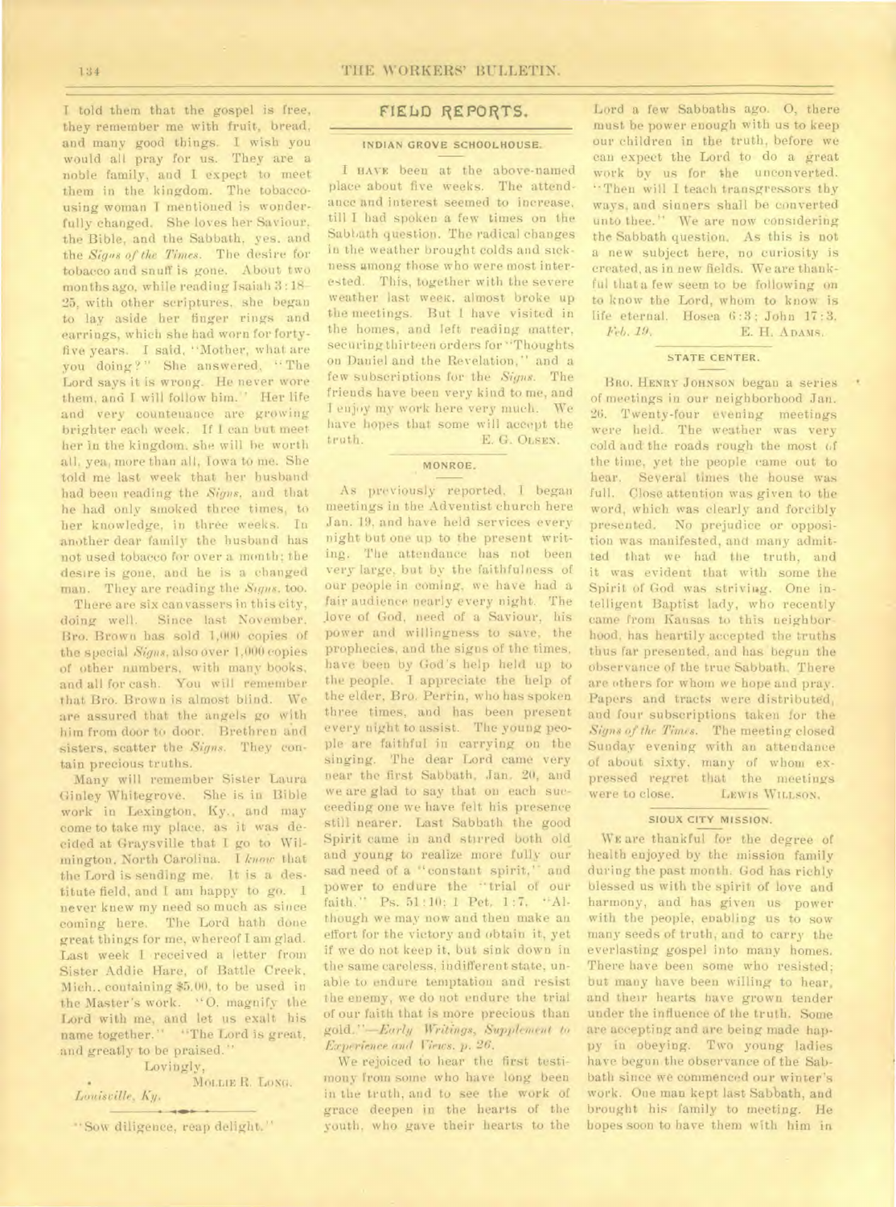I told them that the gospel is free, they remember me with fruit, bread, and many good things. I wish you would all pray for us. They are a noble family, and I expect to meet them in the kingdom. The tobacco-using woman I mentioned is wonderfully changed. She loves her Saviour, the Bible, and the Sabbath, yes, and the *Signs of the Times*. The desire for tobacco and snuff is gone. About two months ago, while reading Isaiah 3:18-25, with other scriptures, she began to lay aside her finger rings and earrings, which she had worn for forty-five years. I said, "Mother, what are you doing?" She answered, "The Lord says it is wrong. He never wore them, and I will follow him." Her life and very countenance are growing brighter each week. If I can but meet her in the kingdom, she will be worth all, yea, more than all, Iowa to me. She told me last week that her husband had been reading the *Signs*, and that he had only smoked three times, to her knowledge, in three weeks. In another dear family the husband has not used tobacco for over a month; the desire is gone, and he is a changed man. They are reading the *Signs*, too.

There are six canvassers in this city, doing well. Since last November, Bro. Brown has sold 1,000 copies of the special *Signs*, also over 1,000 copies of other numbers, with many books, and all for cash. You will remember that Bro. Brown is almost blind. We are assured that the angels go with him from door to door. Brethren and sisters, scatter the *Signs*. They contain precious truths.

Many will remember Sister Laura Ginley Whitegrove. She is in Bible work in Lexington, Ky., and may come to take my place, as it was decided at Graysville that I go to Wilmington, North Carolina. I *know* that the Lord is sending me. It is a destitute field, and I am happy to go. I never knew my need so much as since coming here. The Lord hath done great things for me, whereof I am glad. Last week I received a letter from Sister Addie Hare, of Battle Creek, Mich., containing $5.00, to be used in the Master's work. "O, magnify the Lord with me, and let us exalt his name together." "The Lord is great, and greatly to be praised."

Lovingly,

MOLLIE R. LONG.

*Louisville, Ky.*

---

"Sow diligence, reap delight."

## FIELD REPORTS.

### INDIAN GROVE SCHOOLHOUSE.

I HAVE been at the above-named place about five weeks. The attendance and interest seemed to increase, till I had spoken a few times on the Sabbath question. The radical changes in the weather brought colds and sickness among those who were most interested. This, together with the severe weather last week, almost broke up the meetings. But I have visited in the homes, and left reading matter, securing thirteen orders for "Thoughts on Daniel and the Revelation," and a few subscriptions for the *Signs*. The friends have been very kind to me, and I enjoy my work here very much. We have hopes that some will accept the truth.

E. G. OLSEN.

### MONROE.

As previously reported, I began meetings in the Adventist church here Jan. 19, and have held services every night but one up to the present writing. The attendance has not been very large, but by the faithfulness of our people in coming, we have had a fair audience nearly every night. The love of God, need of a Saviour, his power and willingness to save, the prophecies, and the signs of the times, have been by God's help held up to the people. I appreciate the help of the elder, Bro. Perrin, who has spoken three times, and has been present every night to assist. The young people are faithful in carrying on the singing. The dear Lord came very near the first Sabbath, Jan. 20, and we are glad to say that on each succeeding one we have felt his presence still nearer. Last Sabbath the good Spirit came in and stirred both old and young to realize more fully our sad need of a "constant spirit," and power to endure the "trial of our faith." Ps. 51:10; 1 Pet. 1:7. "Although we may now and then make an effort for the victory and obtain it, yet if we do not keep it, but sink down in the same careless, indifferent state, unable to endure temptation and resist the enemy, we do not endure the trial of our faith that is more precious than gold."—*Early Writings, Supplement to Experience and Views, p. 26.*

We rejoiced to hear the first testimony from some who have long been in the truth, and to see the work of grace deepen in the hearts of the youth, who gave their hearts to the Lord a few Sabbaths ago. O, there must be power enough with us to keep our children in the truth, before we can expect the Lord to do a great work by us for the unconverted. "Then will I teach transgressors thy ways, and sinners shall be converted unto thee." We are now considering the Sabbath question. As this is not a new subject here, no curiosity is created, as in new fields. We are thankful that a few seem to be following on to know the Lord, whom to know is life eternal. Hosea 6:3; John 17:3.

*Feb. 19.* E. H. ADAMS.

### STATE CENTER.

BRO. HENRY JOHNSON began a series of meetings in our neighborhood Jan. 26. Twenty-four evening meetings were held. The weather was very cold and the roads rough the most of the time, yet the people came out to hear. Several times the house was full. Close attention was given to the word, which was clearly and forcibly presented. No prejudice or opposition was manifested, and many admitted that we had the truth, and it was evident that with some the Spirit of God was striving. One intelligent Baptist lady, who recently came from Kansas to this neighborhood, has heartily accepted the truths thus far presented, and has begun the observance of the true Sabbath. There are others for whom we hope and pray. Papers and tracts were distributed, and four subscriptions taken for the *Signs of the Times*. The meeting closed Sunday evening with an attendance of about sixty, many of whom expressed regret that the meetings were to close.

LEWIS WILLSON.

### SIOUX CITY MISSION.

WE are thankful for the degree of health enjoyed by the mission family during the past month. God has richly blessed us with the spirit of love and harmony, and has given us power with the people, enabling us to sow many seeds of truth, and to carry the everlasting gospel into many homes. There have been some who resisted; but many have been willing to hear, and their hearts have grown tender under the influence of the truth. Some are accepting and are being made happy in obeying. Two young ladies have begun the observance of the Sabbath since we commenced our winter's work. One man kept last Sabbath, and brought his family to meeting. He hopes soon to have them with him in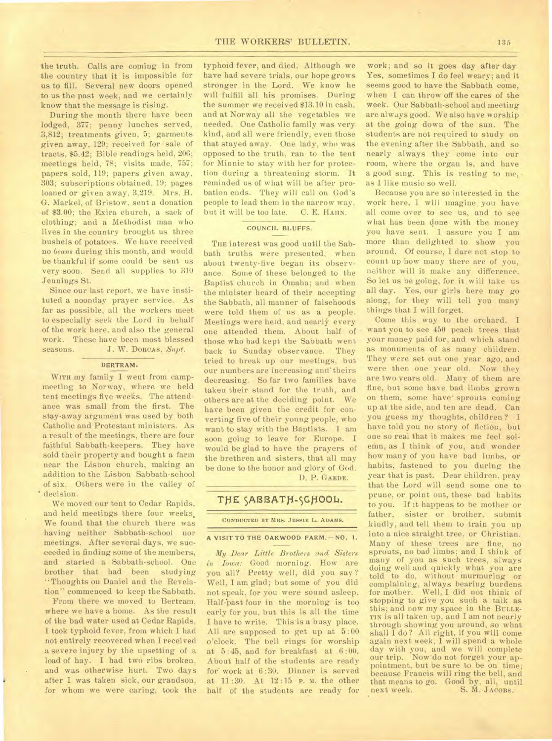the truth. Calls are coming in from the country that it is impossible for us to fill. Several new doors opened to us the past week, and we certainly know that the message is rising.

During the month there have been lodged, 377; penny lunches served, 3,812; treatments given, 5; garments given away, 129; received for sale of tracts, $5.42; Bible readings held, 206; meetings held, 78; visits made, 757; papers sold, 119; papers given away, 303; subscriptions obtained, 19; pages loaned or given away, 3,219. Mrs. H. G. Markel, of Bristow, sent a donation of $3.00; the Exira church, a sack of clothing; and a Methodist man who lives in the country brought us three bushels of potatoes. We have received no *beans* during this month, and would be thankful if some could be sent us very soon. Send all supplies to 310 Jennings St.

Since our last report, we have instituted a noonday prayer service. As far as possible, all the workers meet to especially seek the Lord in behalf of the work here, and also the general work. These have been most blessed seasons. J. W. DORCAS, *Supt.*

### BERTRAM.

WITH my family I went from campmeeting to Norway, where we held tent meetings five weeks. The attendance was small from the first. The stay-away argument was used by both Catholic and Protestant ministers. As a result of the meetings, there are four faithful Sabbath-keepers. They have sold their property and bought a farm near the Lisbon church, making an addition to the Lisbon Sabbath-school of six. Others were in the valley of decision.

We moved our tent to Cedar Rapids, and held meetings there four weeks. We found that the church there was having neither Sabbath-school nor meetings. After several days, we succeeded in finding some of the members, and started a Sabbath-school. One brother that had been studying "Thoughts on Daniel and the Revelation" commenced to keep the Sabbath.

From there we moved to Bertram, where we have a home. As the result of the bad water used at Cedar Rapids, I took typhoid fever, from which I had not entirely recovered when I received a severe injury by the upsetting of a load of hay. I had two ribs broken, and was otherwise hurt. Two days after I was taken sick, our grandson, for whom we were caring, took the typhoid fever, and died. Although we have had severe trials, our hope grows stronger in the Lord. We know he will fulfill all his promises. During the summer we received $13.10 in cash, and at Norway all the vegetables we needed. One Catholic family was very kind, and all were friendly, even those that stayed away. One lady, who was opposed to the truth, ran to the tent for Minnie to stay with her for protection during a threatening storm. It reminded us of what will be after probation ends. They will call on God's people to lead them in the narrow way, but it will be too late. C. E. HAHN.

### COUNCIL BLUFFS.

THE interest was good until the Sabbath truths were presented, when about twenty-five began its observance. Some of these belonged to the Baptist church in Omaha; and when the minister heard of their accepting the Sabbath, all manner of falsehoods were told them of us as a people. Meetings were held, and nearly every one attended them. About half of those who had kept the Sabbath went back to Sunday observance. They tried to break up our meetings, but our numbers are increasing and theirs decreasing. So far two families have taken their stand for the truth, and others are at the deciding point. We have been given the credit for converting five of their young people, who want to stay with the Baptists. I am soon going to leave for Europe. I would be glad to have the prayers of the brethren and sisters, that all may be done to the honor and glory of God. D. P. GAEDE.

## THE SABBATH-SCHOOL.

CONDUCTED BY MRS. JESSIE L. ADAMS.

### A VISIT TO THE OAKWOOD FARM.—NO. 1.

*My Dear Little Brothers and Sisters in Iowa:* Good morning. How are you all? Pretty well, did you say? Well, I am glad; but some of you did not speak, for you were sound asleep. Half-past four in the morning is too early for you, but this is all the time I have to write. This is a busy place. All are supposed to get up at 5:00 o'clock. The bell rings for worship at 5:45, and for breakfast at 6:00. About half of the students are ready for work at 6:30. Dinner is served at 11:30. At 12:15 P. M. the other half of the students are ready for work; and so it goes day after day. Yes, sometimes I do feel weary; and it seems good to have the Sabbath come, when I can throw off the cares of the week. Our Sabbath-school and meeting are always good. We also have worship at the going down of the sun. The students are not required to study on the evening after the Sabbath, and so nearly always they come into our room, where the organ is, and have a good sing. This is resting to me, as I like music so well.

Because you are so interested in the work here, I will imagine you have all come over to see us, and to see what has been done with the money you have sent. I assure you I am more than delighted to show you around. Of course, I dare not stop to count up how many there are of you, neither will it make any difference. So let us be going, for it will take us all day. Yes, our girls here may go along, for they will tell you many things that I will forget.

Come this way to the orchard. I want you to see 450 peach trees that your money paid for, and which stand as monuments of as many children. They were set out one year ago, and were then one year old. Now they are two years old. Many of them are fine, but some have bad limbs grown on them, some have sprouts coming up at the side, and ten are dead. Can you guess my thoughts, children? I have told you no story of fiction, but one so real that it makes me feel solemn, as I think of you, and wonder how many of you have bad limbs, or habits, fastened to you during the year that is past. Dear children, pray that the Lord will send some one to prune, or point out, these bad habits to you. If it happens to be mother or father, sister or brother, submit kindly, and tell them to train you up into a nice straight tree, or Christian. Many of these trees are fine, no sprouts, no bad limbs; and I think of many of you as such trees, always doing well and quickly what you are told to do, without murmuring or complaining, always bearing burdens for mother. Well, I did not think of stopping to give you such a talk as this; and now my space in the BULLETIN is all taken up, and I am not nearly through showing you around, so what shall I do? All right, if you will come again next week, I will spend a whole day with you, and we will complete our trip. Now do not forget your appointment, but be sure to be on time; because Francis will ring the bell, and that means to go. Good by, all, until next week. S. M. JACOBS.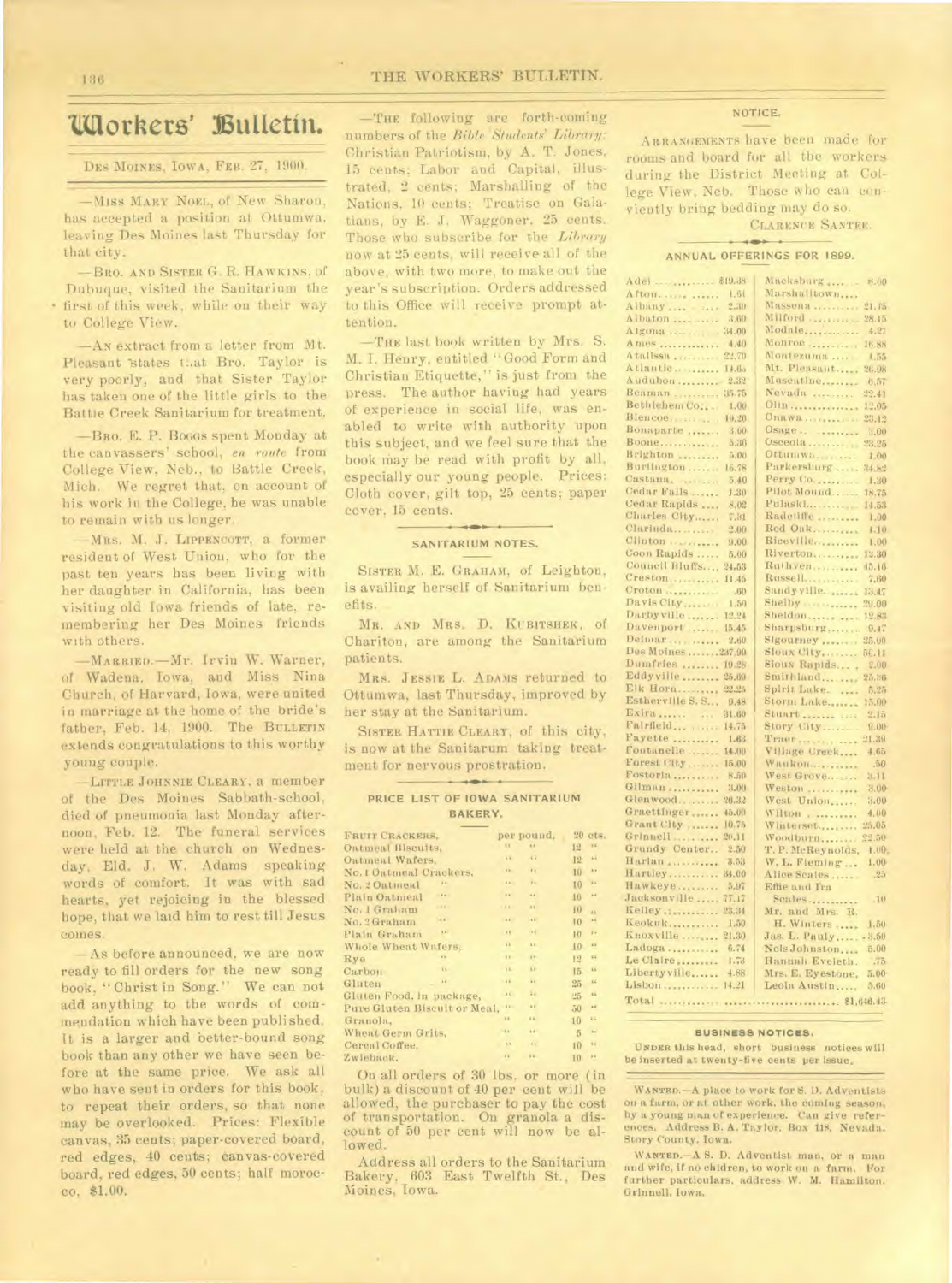# Workers' Bulletin.

DES MOINES, IOWA, FEB. 27, 1900.

—MISS MARY NOEL, of New Sharon, has accepted a position at Ottumwa, leaving Des Moines last Thursday for that city.

—BRO. AND SISTER G. R. HAWKINS, of Dubuque, visited the Sanitarium the first of this week, while on their way to College View.

—AN extract from a letter from Mt. Pleasant states that Bro. Taylor is very poorly, and that Sister Taylor has taken one of the little girls to the Battle Creek Sanitarium for treatment.

—BRO. E. P. BOGGS spent Monday at the canvassers' school, *en route* from College View, Neb., to Battle Creek, Mich. We regret that, on account of his work in the College, he was unable to remain with us longer.

—MRS. M. J. LIPPENCOTT, a former resident of West Union, who for the past ten years has been living with her daughter in California, has been visiting old Iowa friends of late, remembering her Des Moines friends with others.

—MARRIED.—Mr. Irvin W. Warner, of Wadena, Iowa, and Miss Nina Church, of Harvard, Iowa, were united in marriage at the home of the bride's father, Feb. 14, 1900. The BULLETIN extends congratulations to this worthy young couple.

—LITTLE JOHNNIE CLEARY, a member of the Des Moines Sabbath-school, died of pneumonia last Monday afternoon, Feb. 12. The funeral services were held at the church on Wednesday, Eld. J. W. Adams speaking words of comfort. It was with sad hearts, yet rejoicing in the blessed hope, that we laid him to rest till Jesus comes.

—As before announced, we are now ready to fill orders for the new song book, "Christ in Song." We can not add anything to the words of commendation which have been published. It is a larger and better-bound song book than any other we have seen before at the same price. We ask all who have sent in orders for this book, to repeat their orders, so that none may be overlooked. Prices: Flexible canvas, 35 cents; paper-covered board, red edges, 40 cents; canvas-covered board, red edges, 50 cents; half morocco, $1.00.

—THE following are forth-coming numbers of the *Bible Students' Library*: Christian Patriotism, by A. T. Jones, 15 cents; Labor and Capital, illustrated, 2 cents; Marshalling of the Nations, 10 cents; Treatise on Galatians, by E. J. Waggoner, 25 cents. Those who subscribe for the *Library* now at 25 cents, will receive all of the above, with two more, to make out the year's subscription. Orders addressed to this Office will receive prompt attention.

—THE last book written by Mrs. S. M. I. Henry, entitled "Good Form and Christian Etiquette," is just from the press. The author having had years of experience in social life, was enabled to write with authority upon this subject, and we feel sure that the book may be read with profit by all, especially our young people. Prices: Cloth cover, gilt top, 25 cents; paper cover, 15 cents.

## SANITARIUM NOTES.

SISTER M. E. GRAHAM, of Leighton, is availing herself of Sanitarium benefits.

MR. AND MRS. D. KUBITSHEK, of Chariton, are among the Sanitarium patients.

MRS. JESSIE L. ADAMS returned to Ottumwa, last Thursday, improved by her stay at the Sanitarium.

SISTER HATTIE CLEARY, of this city, is now at the Sanitarium taking treatment for nervous prostration.

## PRICE LIST OF IOWA SANITARIUM BAKERY.

| FRUIT CRACKERS, | per pound, | 20 cts. |
|---|---|---|
| Oatmeal Biscuits, | " " | 12 " |
| Oatmeal Wafers, | " " | 12 " |
| No. 1 Oatmeal Crackers, | " " | 10 " |
| No. 2 Oatmeal " | " " | 10 " |
| Plain Oatmeal " | " " | 10 " |
| No. 1 Graham " | " " | 10 " |
| No. 2 Graham " | " " | 10 " |
| Plain Graham " | " " | 10 " |
| Whole Wheat Wafers, | " " | 10 " |
| Rye " | " " | 12 " |
| Carbon " | " " | 15 " |
| Gluten " | " " | 25 " |
| Gluten Food, in package, | " " | 25 " |
| Pure Gluten Biscuit or Meal, | " " | 50 " |
| Granola, | " " | 10 " |
| Wheat Germ Grits, | " " | 5 " |
| Cereal Coffee, | " " | 10 " |
| Zwieback, | " " | 10 " |

On all orders of 30 lbs. or more (in bulk) a discount of 40 per cent will be allowed, the purchaser to pay the cost of transportation. On granola a discount of 50 per cent will now be allowed.

Address all orders to the Sanitarium Bakery, 603 East Twelfth St., Des Moines, Iowa.

## NOTICE.

ARRANGEMENTS have been made for rooms and board for all the workers during the District Meeting at College View, Neb. Those who can conveniently bring bedding may do so.

CLARENCE SANTEE.

## ANNUAL OFFERINGS FOR 1899.

| | | | |
|---|---|---|---|
| Adel | $19.38 | Macksburg | 8.00 |
| Afton | 1.61 | Marshalltown | |
| Albany | 2.30 | Massena | 21.75 |
| Albaton | 3.60 | Milford | 28.15 |
| Algona | 34.00 | Modale | 4.27 |
| Ames | 4.40 | Monroe | 16.88 |
| Atalissa | 22.70 | Montezuma | 1.55 |
| Atlantic | 14.65 | Mt. Pleasant | 26.98 |
| Audubon | 2.32 | Muscatine | 6.57 |
| Beaman | 35.75 | Nevada | 22.41 |
| Bethlehem Co. | 1.00 | Olin | 12.05 |
| Blencoe | 19.20 | Onawa | 23.12 |
| Bonaparte | 3.60 | Osage | 3.00 |
| Boone | 5.36 | Osceola | 23.25 |
| Brighton | 5.00 | Ottumwa | 1.00 |
| Burlington | 16.78 | Parkersburg | 34.82 |
| Castana | 5.40 | Perry Co. | 1.30 |
| Cedar Falls | 1.30 | Pilot Mound | 18.75 |
| Cedar Rapids | 8.02 | Pulaski | 14.53 |
| Charles City | 7.81 | Radcliffe | 1.00 |
| Clarinda | 2.00 | Red Oak | 1.10 |
| Clinton | 9.00 | Riceville | 1.00 |
| Coon Rapids | 5.00 | Riverton | 12.30 |
| Council Bluffs | 24.53 | Ruthven | 45.16 |
| Creston | 11.45 | Russell | 7.80 |
| Croton | .60 | Sandyville | 13.47 |
| Davis City | 1.50 | Shelby | 20.00 |
| Darbyville | 12.24 | Sheldon | 12.83 |
| Davenport | 15.45 | Sharpsburg | 9.47 |
| Delmar | 2.60 | Sigourney | 25.00 |
| Des Moines | 237.99 | Sioux City | 56.11 |
| Dumfries | 19.28 | Sioux Rapids | 2.00 |
| Eddyville | 25.00 | Smithland | 25.36 |
| Elk Horn | 22.25 | Spirit Lake | 5.25 |
| Estherville S. S. | 9.48 | Storm Lake | 15.00 |
| Exira | 31.60 | Stuart | 2.15 |
| Fairfield | 14.75 | Story City | 9.00 |
| Fayette | 1.63 | Traer | 21.39 |
| Fontanelle | 14.00 | Village Creek | 4.65 |
| Forest City | 15.00 | Waukon | .50 |
| Fostoria | 8.50 | West Grove | 3.11 |
| Gilman | 3.00 | Weston | 3.00 |
| Glenwood | 26.32 | West Union | 3.00 |
| Graettinger | 45.00 | Wilton | 4.00 |
| Grant City | 10.75 | Winterset | 25.05 |
| Grinnell | 20.11 | Woodburn | 22.50 |
| Grundy Center | 2.50 | T. P. McReynolds | 1.00 |
| Harlan | 3.53 | W. L. Fleming | 1.00 |
| Hartley | 34.00 | Alice Scales | .25 |
| Hawkeye | 5.97 | Effie and Ira Scales | .10 |
| Jacksonville | 77.17 | Mr. and Mrs. R. H. Winters | 1.50 |
| Kelley | 23.34 | | |
| Keokuk | 1.50 | | |
| Knoxville | 21.30 | Jas. L. Pauly | 3.50 |
| Ladoga | 6.74 | Nels Johnston | 5.00 |
| Le Claire | 1.73 | Hannah Eveleth | .75 |
| Libertyville | 4.88 | Mrs. E. Eyestone | 5.00 |
| Lisbon | 14.21 | Leola Austin | 5.00 |
| | | Total | $1,646.43 |

## BUSINESS NOTICES.

UNDER this head, short business notices will be inserted at twenty-five cents per issue.

WANTED.—A place to work for S. D. Adventists on a farm, or at other work, the coming season, by a young man of experience. Can give references. Address B. A. Taylor, Box 118, Nevada, Story County, Iowa.

WANTED.—A S. D. Adventist man, or a man and wife, if no children, to work on a farm. For further particulars, address W. M. Hamilton, Grinnell, Iowa.